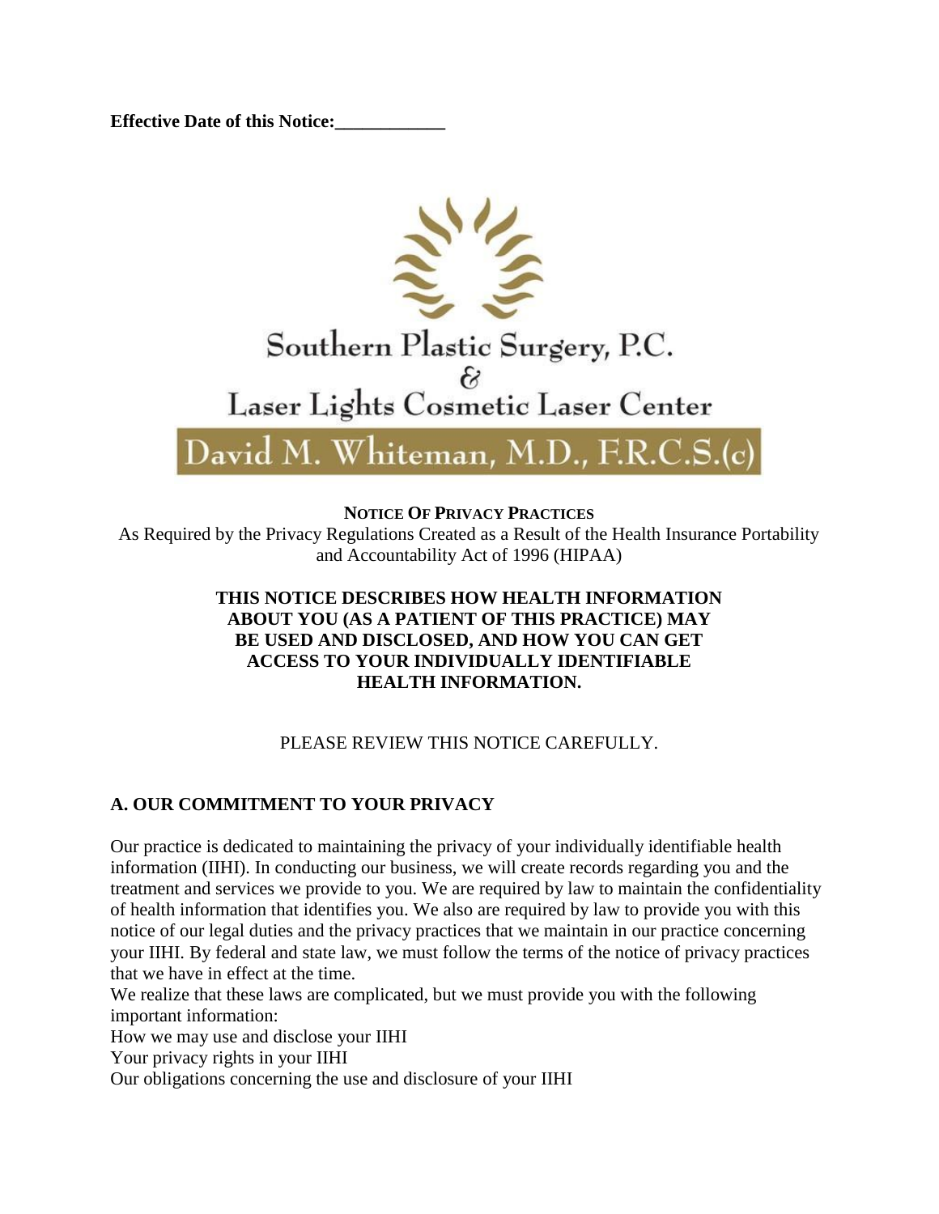**Effective Date of this Notice:____________**

Southern Plastic Surgery, P.C.
&
Laser Lights Cosmetic Laser Center

David M. Whiteman, M.D., F.R.C.S.(c)

## NOTICE OF PRIVACY PRACTICES

As Required by the Privacy Regulations Created as a Result of the Health Insurance Portability and Accountability Act of 1996 (HIPAA)

**THIS NOTICE DESCRIBES HOW HEALTH INFORMATION ABOUT YOU (AS A PATIENT OF THIS PRACTICE) MAY BE USED AND DISCLOSED, AND HOW YOU CAN GET ACCESS TO YOUR INDIVIDUALLY IDENTIFIABLE HEALTH INFORMATION.**

PLEASE REVIEW THIS NOTICE CAREFULLY.

### A. OUR COMMITMENT TO YOUR PRIVACY

Our practice is dedicated to maintaining the privacy of your individually identifiable health information (IIHI). In conducting our business, we will create records regarding you and the treatment and services we provide to you. We are required by law to maintain the confidentiality of health information that identifies you. We also are required by law to provide you with this notice of our legal duties and the privacy practices that we maintain in our practice concerning your IIHI. By federal and state law, we must follow the terms of the notice of privacy practices that we have in effect at the time.

We realize that these laws are complicated, but we must provide you with the following important information:

How we may use and disclose your IIHI

Your privacy rights in your IIHI

Our obligations concerning the use and disclosure of your IIHI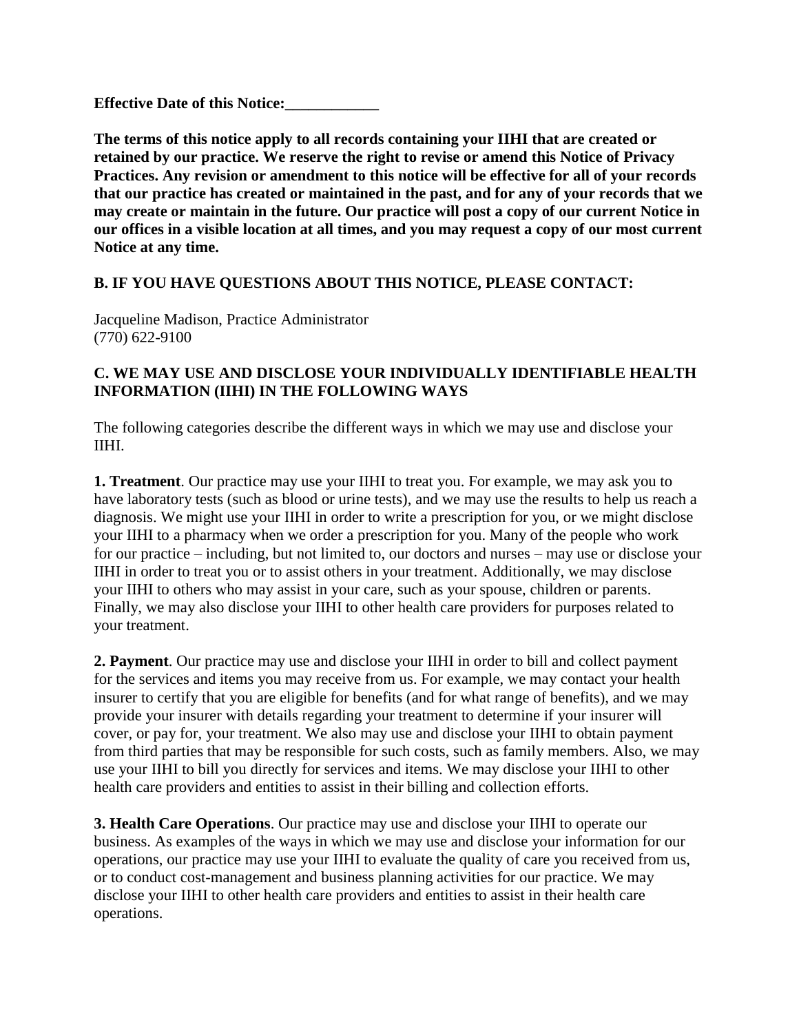**Effective Date of this Notice:____________**

**The terms of this notice apply to all records containing your IIHI that are created or retained by our practice. We reserve the right to revise or amend this Notice of Privacy Practices. Any revision or amendment to this notice will be effective for all of your records that our practice has created or maintained in the past, and for any of your records that we may create or maintain in the future. Our practice will post a copy of our current Notice in our offices in a visible location at all times, and you may request a copy of our most current Notice at any time.**

## B. IF YOU HAVE QUESTIONS ABOUT THIS NOTICE, PLEASE CONTACT:

Jacqueline Madison, Practice Administrator
(770) 622-9100

## C. WE MAY USE AND DISCLOSE YOUR INDIVIDUALLY IDENTIFIABLE HEALTH INFORMATION (IIHI) IN THE FOLLOWING WAYS

The following categories describe the different ways in which we may use and disclose your IIHI.

**1. Treatment**. Our practice may use your IIHI to treat you. For example, we may ask you to have laboratory tests (such as blood or urine tests), and we may use the results to help us reach a diagnosis. We might use your IIHI in order to write a prescription for you, or we might disclose your IIHI to a pharmacy when we order a prescription for you. Many of the people who work for our practice – including, but not limited to, our doctors and nurses – may use or disclose your IIHI in order to treat you or to assist others in your treatment. Additionally, we may disclose your IIHI to others who may assist in your care, such as your spouse, children or parents. Finally, we may also disclose your IIHI to other health care providers for purposes related to your treatment.

**2. Payment**. Our practice may use and disclose your IIHI in order to bill and collect payment for the services and items you may receive from us. For example, we may contact your health insurer to certify that you are eligible for benefits (and for what range of benefits), and we may provide your insurer with details regarding your treatment to determine if your insurer will cover, or pay for, your treatment. We also may use and disclose your IIHI to obtain payment from third parties that may be responsible for such costs, such as family members. Also, we may use your IIHI to bill you directly for services and items. We may disclose your IIHI to other health care providers and entities to assist in their billing and collection efforts.

**3. Health Care Operations**. Our practice may use and disclose your IIHI to operate our business. As examples of the ways in which we may use and disclose your information for our operations, our practice may use your IIHI to evaluate the quality of care you received from us, or to conduct cost-management and business planning activities for our practice. We may disclose your IIHI to other health care providers and entities to assist in their health care operations.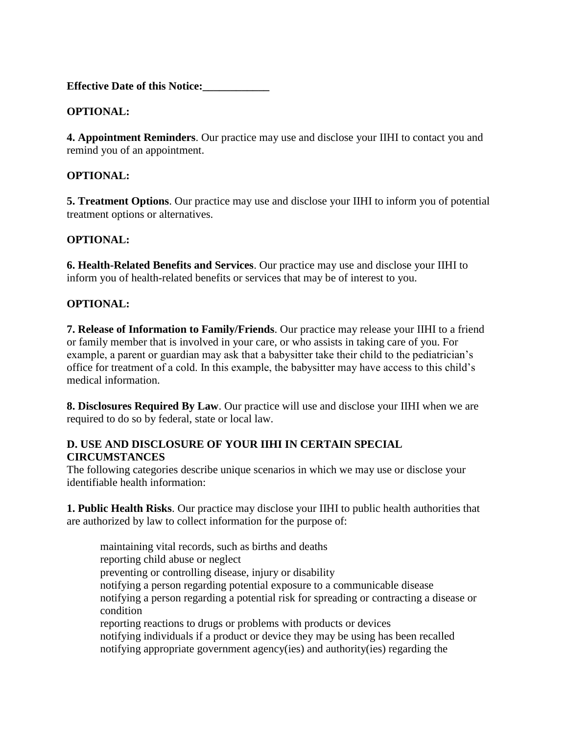**Effective Date of this Notice:____________**

**OPTIONAL:**

**4. Appointment Reminders**. Our practice may use and disclose your IIHI to contact you and remind you of an appointment.

**OPTIONAL:**

**5. Treatment Options**. Our practice may use and disclose your IIHI to inform you of potential treatment options or alternatives.

**OPTIONAL:**

**6. Health-Related Benefits and Services**. Our practice may use and disclose your IIHI to inform you of health-related benefits or services that may be of interest to you.

**OPTIONAL:**

**7. Release of Information to Family/Friends**. Our practice may release your IIHI to a friend or family member that is involved in your care, or who assists in taking care of you. For example, a parent or guardian may ask that a babysitter take their child to the pediatrician's office for treatment of a cold. In this example, the babysitter may have access to this child's medical information.

**8. Disclosures Required By Law**. Our practice will use and disclose your IIHI when we are required to do so by federal, state or local law.

**D. USE AND DISCLOSURE OF YOUR IIHI IN CERTAIN SPECIAL CIRCUMSTANCES**

The following categories describe unique scenarios in which we may use or disclose your identifiable health information:

**1. Public Health Risks**. Our practice may disclose your IIHI to public health authorities that are authorized by law to collect information for the purpose of:

- maintaining vital records, such as births and deaths
- reporting child abuse or neglect
- preventing or controlling disease, injury or disability
- notifying a person regarding potential exposure to a communicable disease
- notifying a person regarding a potential risk for spreading or contracting a disease or condition
- reporting reactions to drugs or problems with products or devices
- notifying individuals if a product or device they may be using has been recalled
- notifying appropriate government agency(ies) and authority(ies) regarding the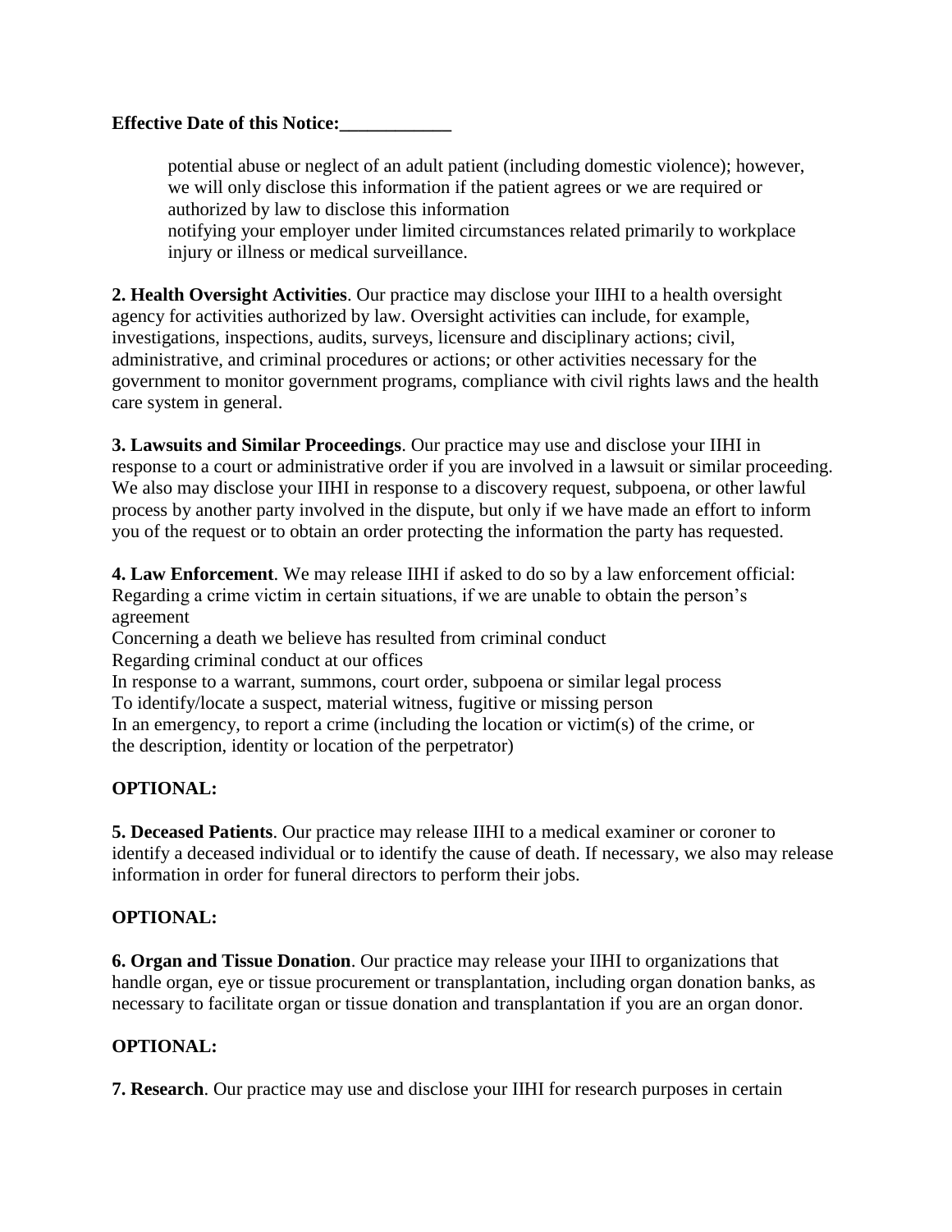**Effective Date of this Notice:____________**

potential abuse or neglect of an adult patient (including domestic violence); however, we will only disclose this information if the patient agrees or we are required or authorized by law to disclose this information

notifying your employer under limited circumstances related primarily to workplace injury or illness or medical surveillance.

**2. Health Oversight Activities**. Our practice may disclose your IIHI to a health oversight agency for activities authorized by law. Oversight activities can include, for example, investigations, inspections, audits, surveys, licensure and disciplinary actions; civil, administrative, and criminal procedures or actions; or other activities necessary for the government to monitor government programs, compliance with civil rights laws and the health care system in general.

**3. Lawsuits and Similar Proceedings**. Our practice may use and disclose your IIHI in response to a court or administrative order if you are involved in a lawsuit or similar proceeding. We also may disclose your IIHI in response to a discovery request, subpoena, or other lawful process by another party involved in the dispute, but only if we have made an effort to inform you of the request or to obtain an order protecting the information the party has requested.

**4. Law Enforcement**. We may release IIHI if asked to do so by a law enforcement official:
Regarding a crime victim in certain situations, if we are unable to obtain the person's agreement
Concerning a death we believe has resulted from criminal conduct
Regarding criminal conduct at our offices
In response to a warrant, summons, court order, subpoena or similar legal process
To identify/locate a suspect, material witness, fugitive or missing person
In an emergency, to report a crime (including the location or victim(s) of the crime, or the description, identity or location of the perpetrator)

**OPTIONAL:**

**5. Deceased Patients**. Our practice may release IIHI to a medical examiner or coroner to identify a deceased individual or to identify the cause of death. If necessary, we also may release information in order for funeral directors to perform their jobs.

**OPTIONAL:**

**6. Organ and Tissue Donation**. Our practice may release your IIHI to organizations that handle organ, eye or tissue procurement or transplantation, including organ donation banks, as necessary to facilitate organ or tissue donation and transplantation if you are an organ donor.

**OPTIONAL:**

**7. Research**. Our practice may use and disclose your IIHI for research purposes in certain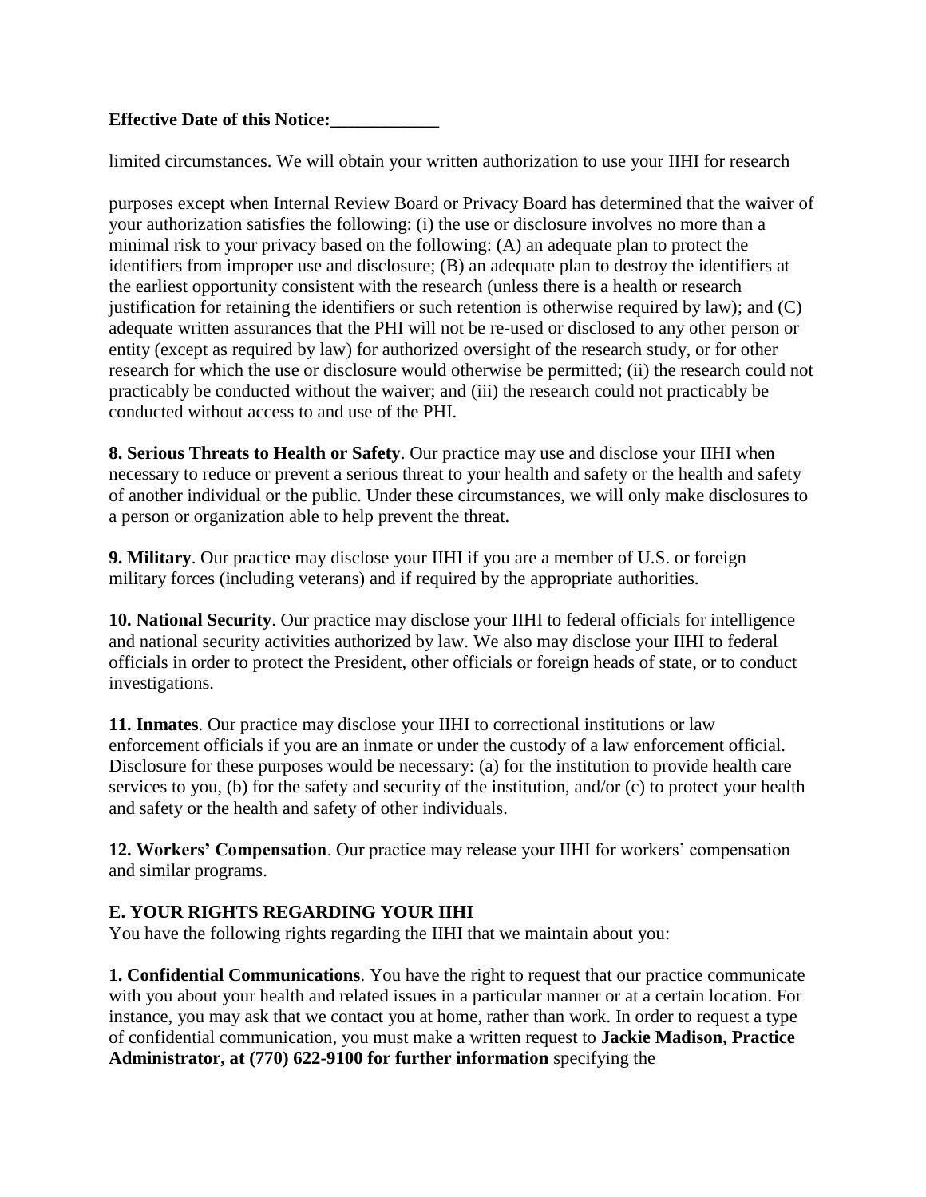**Effective Date of this Notice:____________**

limited circumstances. We will obtain your written authorization to use your IIHI for research

purposes except when Internal Review Board or Privacy Board has determined that the waiver of your authorization satisfies the following: (i) the use or disclosure involves no more than a minimal risk to your privacy based on the following: (A) an adequate plan to protect the identifiers from improper use and disclosure; (B) an adequate plan to destroy the identifiers at the earliest opportunity consistent with the research (unless there is a health or research justification for retaining the identifiers or such retention is otherwise required by law); and (C) adequate written assurances that the PHI will not be re-used or disclosed to any other person or entity (except as required by law) for authorized oversight of the research study, or for other research for which the use or disclosure would otherwise be permitted; (ii) the research could not practicably be conducted without the waiver; and (iii) the research could not practicably be conducted without access to and use of the PHI.

**8. Serious Threats to Health or Safety**. Our practice may use and disclose your IIHI when necessary to reduce or prevent a serious threat to your health and safety or the health and safety of another individual or the public. Under these circumstances, we will only make disclosures to a person or organization able to help prevent the threat.

**9. Military**. Our practice may disclose your IIHI if you are a member of U.S. or foreign military forces (including veterans) and if required by the appropriate authorities.

**10. National Security**. Our practice may disclose your IIHI to federal officials for intelligence and national security activities authorized by law. We also may disclose your IIHI to federal officials in order to protect the President, other officials or foreign heads of state, or to conduct investigations.

**11. Inmates**. Our practice may disclose your IIHI to correctional institutions or law enforcement officials if you are an inmate or under the custody of a law enforcement official. Disclosure for these purposes would be necessary: (a) for the institution to provide health care services to you, (b) for the safety and security of the institution, and/or (c) to protect your health and safety or the health and safety of other individuals.

**12. Workers' Compensation**. Our practice may release your IIHI for workers' compensation and similar programs.

## E. YOUR RIGHTS REGARDING YOUR IIHI

You have the following rights regarding the IIHI that we maintain about you:

**1. Confidential Communications**. You have the right to request that our practice communicate with you about your health and related issues in a particular manner or at a certain location. For instance, you may ask that we contact you at home, rather than work. In order to request a type of confidential communication, you must make a written request to **Jackie Madison, Practice Administrator, at (770) 622-9100 for further information** specifying the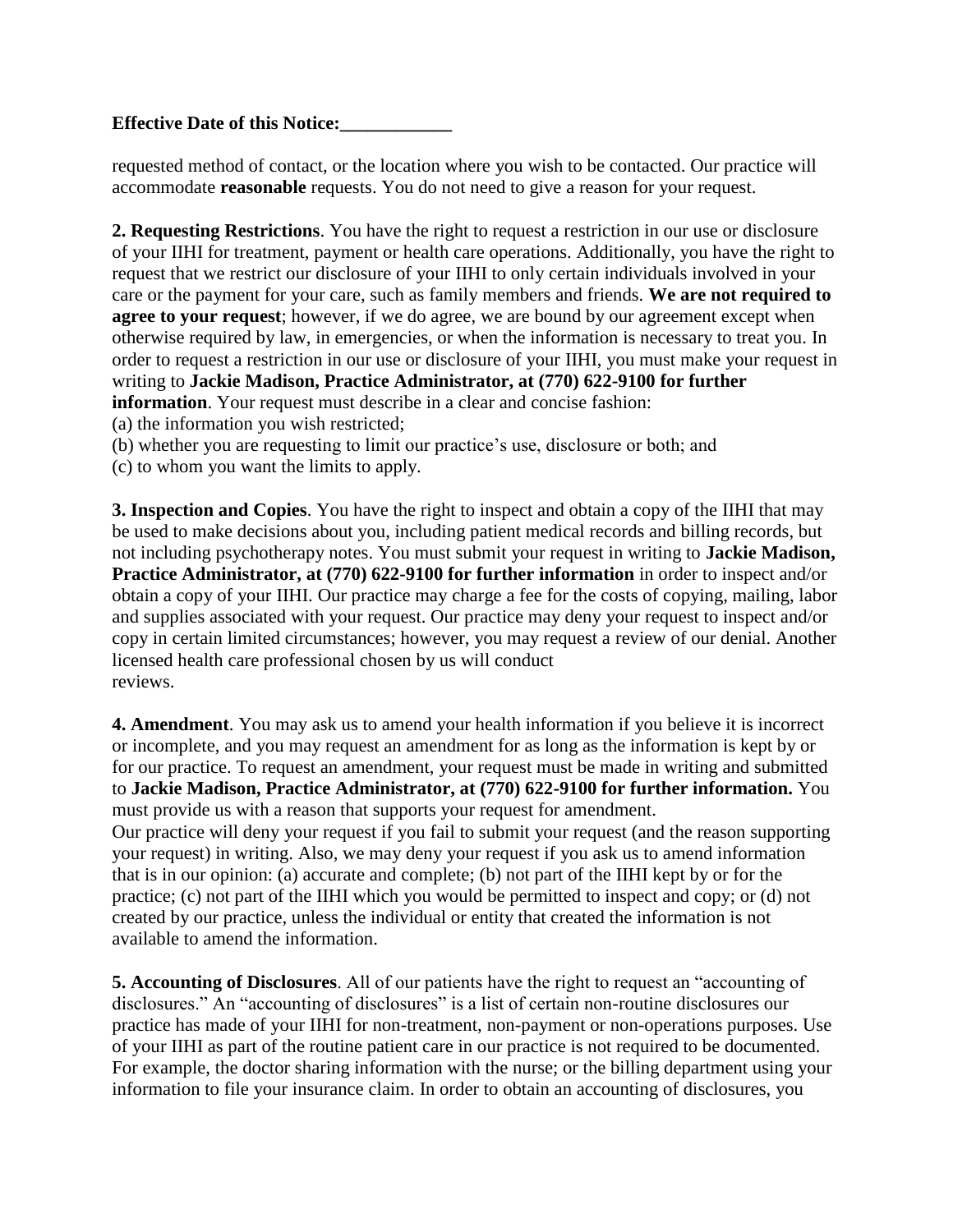**Effective Date of this Notice:\_\_\_\_\_\_\_\_\_\_\_\_**

requested method of contact, or the location where you wish to be contacted. Our practice will accommodate **reasonable** requests. You do not need to give a reason for your request.

**2. Requesting Restrictions**. You have the right to request a restriction in our use or disclosure of your IIHI for treatment, payment or health care operations. Additionally, you have the right to request that we restrict our disclosure of your IIHI to only certain individuals involved in your care or the payment for your care, such as family members and friends. **We are not required to agree to your request**; however, if we do agree, we are bound by our agreement except when otherwise required by law, in emergencies, or when the information is necessary to treat you. In order to request a restriction in our use or disclosure of your IIHI, you must make your request in writing to **Jackie Madison, Practice Administrator, at (770) 622-9100 for further information**. Your request must describe in a clear and concise fashion:

(a) the information you wish restricted;
(b) whether you are requesting to limit our practice's use, disclosure or both; and
(c) to whom you want the limits to apply.

**3. Inspection and Copies**. You have the right to inspect and obtain a copy of the IIHI that may be used to make decisions about you, including patient medical records and billing records, but not including psychotherapy notes. You must submit your request in writing to **Jackie Madison, Practice Administrator, at (770) 622-9100 for further information** in order to inspect and/or obtain a copy of your IIHI. Our practice may charge a fee for the costs of copying, mailing, labor and supplies associated with your request. Our practice may deny your request to inspect and/or copy in certain limited circumstances; however, you may request a review of our denial. Another licensed health care professional chosen by us will conduct reviews.

**4. Amendment**. You may ask us to amend your health information if you believe it is incorrect or incomplete, and you may request an amendment for as long as the information is kept by or for our practice. To request an amendment, your request must be made in writing and submitted to **Jackie Madison, Practice Administrator, at (770) 622-9100 for further information.** You must provide us with a reason that supports your request for amendment.
Our practice will deny your request if you fail to submit your request (and the reason supporting your request) in writing. Also, we may deny your request if you ask us to amend information that is in our opinion: (a) accurate and complete; (b) not part of the IIHI kept by or for the practice; (c) not part of the IIHI which you would be permitted to inspect and copy; or (d) not created by our practice, unless the individual or entity that created the information is not available to amend the information.

**5. Accounting of Disclosures**. All of our patients have the right to request an "accounting of disclosures." An "accounting of disclosures" is a list of certain non-routine disclosures our practice has made of your IIHI for non-treatment, non-payment or non-operations purposes. Use of your IIHI as part of the routine patient care in our practice is not required to be documented. For example, the doctor sharing information with the nurse; or the billing department using your information to file your insurance claim. In order to obtain an accounting of disclosures, you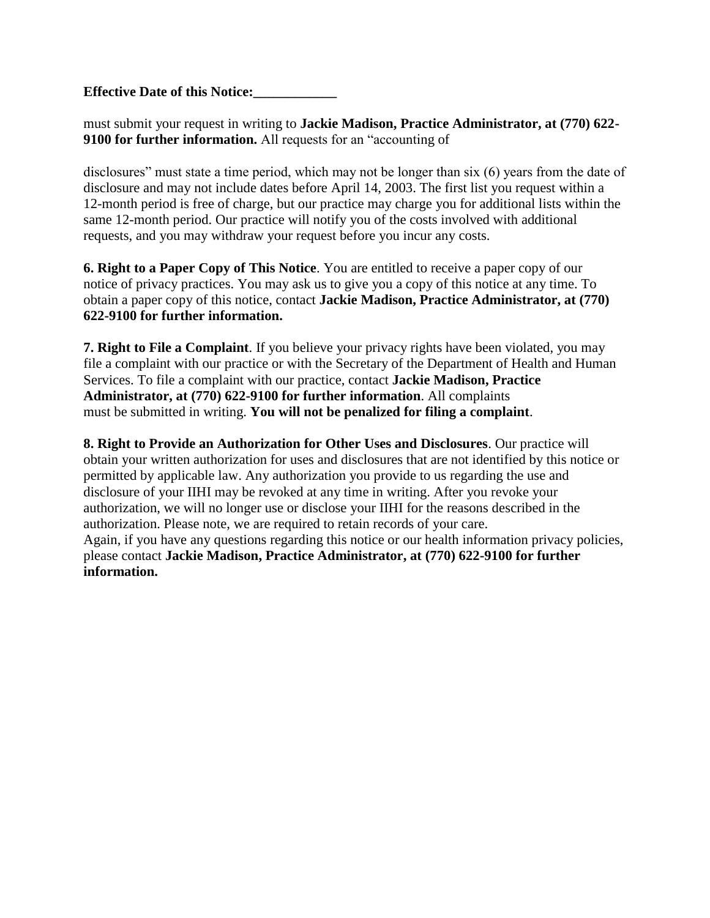**Effective Date of this Notice:____________**

must submit your request in writing to **Jackie Madison, Practice Administrator, at (770) 622-9100 for further information.** All requests for an "accounting of

disclosures" must state a time period, which may not be longer than six (6) years from the date of disclosure and may not include dates before April 14, 2003. The first list you request within a 12-month period is free of charge, but our practice may charge you for additional lists within the same 12-month period. Our practice will notify you of the costs involved with additional requests, and you may withdraw your request before you incur any costs.

**6. Right to a Paper Copy of This Notice**. You are entitled to receive a paper copy of our notice of privacy practices. You may ask us to give you a copy of this notice at any time. To obtain a paper copy of this notice, contact **Jackie Madison, Practice Administrator, at (770) 622-9100 for further information.**

**7. Right to File a Complaint**. If you believe your privacy rights have been violated, you may file a complaint with our practice or with the Secretary of the Department of Health and Human Services. To file a complaint with our practice, contact **Jackie Madison, Practice Administrator, at (770) 622-9100 for further information**. All complaints must be submitted in writing. **You will not be penalized for filing a complaint**.

**8. Right to Provide an Authorization for Other Uses and Disclosures**. Our practice will obtain your written authorization for uses and disclosures that are not identified by this notice or permitted by applicable law. Any authorization you provide to us regarding the use and disclosure of your IIHI may be revoked at any time in writing. After you revoke your authorization, we will no longer use or disclose your IIHI for the reasons described in the authorization. Please note, we are required to retain records of your care.
Again, if you have any questions regarding this notice or our health information privacy policies, please contact **Jackie Madison, Practice Administrator, at (770) 622-9100 for further information.**